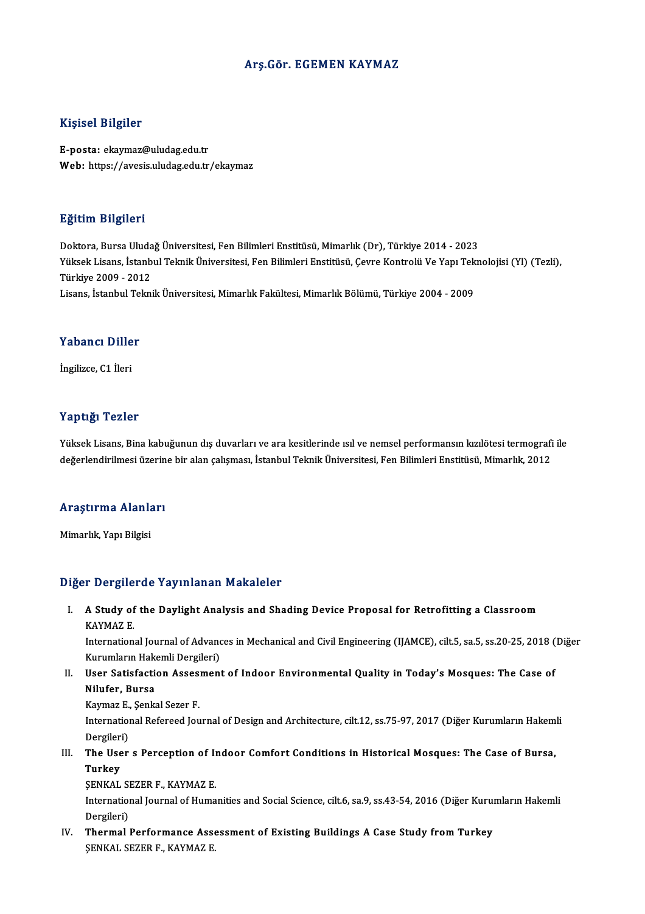# Arş.Gör. EGEMEN KAYMAZ

## Kişisel Bilgiler

**E-posta:** ekaymaz@uludag.edu.tr
**Web:** https://avesis.uludag.edu.tr/ekaymaz

## Eğitim Bilgileri

Doktora, Bursa Uludağ Üniversitesi, Fen Bilimleri Enstitüsü, Mimarlık (Dr), Türkiye 2014 - 2023
Yüksek Lisans, İstanbul Teknik Üniversitesi, Fen Bilimleri Enstitüsü, Çevre Kontrolü Ve Yapı Teknolojisi (Yl) (Tezli), Türkiye 2009 - 2012
Lisans, İstanbul Teknik Üniversitesi, Mimarlık Fakültesi, Mimarlık Bölümü, Türkiye 2004 - 2009

## Yabancı Diller

İngilizce, C1 İleri

## Yaptığı Tezler

Yüksek Lisans, Bina kabuğunun dış duvarları ve ara kesitlerinde ısıl ve nemsel performansın kızılötesi termografi ile değerlendirilmesi üzerine bir alan çalışması, İstanbul Teknik Üniversitesi, Fen Bilimleri Enstitüsü, Mimarlık, 2012

## Araştırma Alanları

Mimarlık, Yapı Bilgisi

## Diğer Dergilerde Yayınlanan Makaleler

I. **A Study of the Daylight Analysis and Shading Device Proposal for Retrofitting a Classroom**
KAYMAZ E.
International Journal of Advances in Mechanical and Civil Engineering (IJAMCE), cilt.5, sa.5, ss.20-25, 2018 (Diğer Kurumların Hakemli Dergileri)

II. **User Satisfaction Assesment of Indoor Environmental Quality in Today's Mosques: The Case of Nilufer, Bursa**
Kaymaz E., Şenkal Sezer F.
International Refereed Journal of Design and Architecture, cilt.12, ss.75-97, 2017 (Diğer Kurumların Hakemli Dergileri)

III. **The User s Perception of Indoor Comfort Conditions in Historical Mosques: The Case of Bursa, Turkey**
ŞENKAL SEZER F., KAYMAZ E.
International Journal of Humanities and Social Science, cilt.6, sa.9, ss.43-54, 2016 (Diğer Kurumların Hakemli Dergileri)

IV. **Thermal Performance Assessment of Existing Buildings A Case Study from Turkey**
ŞENKAL SEZER F., KAYMAZ E.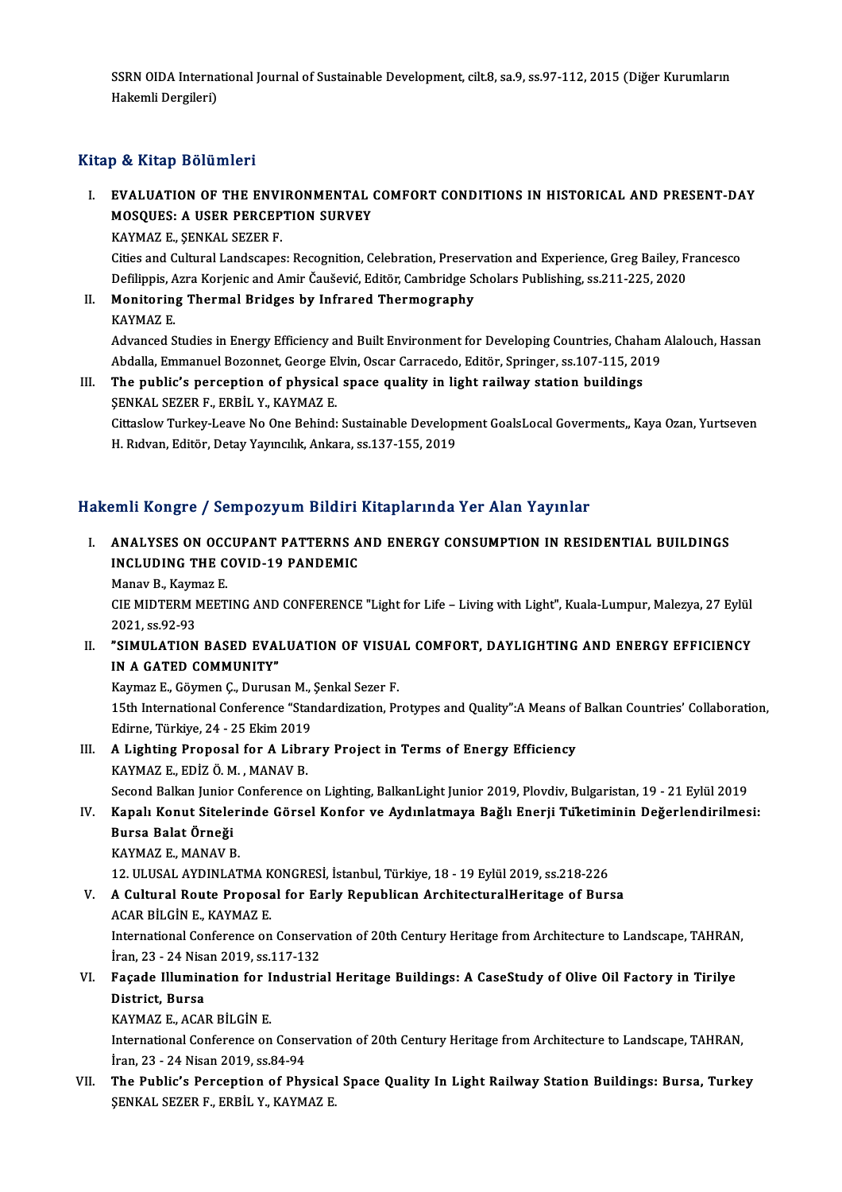SSRN OIDA International Journal of Sustainable Development, cilt.8, sa.9, ss.97-112, 2015 (Diğer Kurumların Hakemli Dergileri)

## Kitap & Kitap Bölümleri

I. **EVALUATION OF THE ENVIRONMENTAL COMFORT CONDITIONS IN HISTORICAL AND PRESENT-DAY MOSQUES: A USER PERCEPTION SURVEY**
   KAYMAZ E., ŞENKAL SEZER F.
   Cities and Cultural Landscapes: Recognition, Celebration, Preservation and Experience, Greg Bailey, Francesco Defilippis, Azra Korjenic and Amir Čaušević, Editör, Cambridge Scholars Publishing, ss.211-225, 2020

II. **Monitoring Thermal Bridges by Infrared Thermography**
   KAYMAZ E.
   Advanced Studies in Energy Efficiency and Built Environment for Developing Countries, Chaham Alalouch, Hassan Abdalla, Emmanuel Bozonnet, George Elvin, Oscar Carracedo, Editör, Springer, ss.107-115, 2019

III. **The public's perception of physical space quality in light railway station buildings**
   ŞENKAL SEZER F., ERBİL Y., KAYMAZ E.
   Cittaslow Turkey-Leave No One Behind: Sustainable Development GoalsLocal Goverments,, Kaya Ozan, Yurtseven H. Rıdvan, Editör, Detay Yayıncılık, Ankara, ss.137-155, 2019

## Hakemli Kongre / Sempozyum Bildiri Kitaplarında Yer Alan Yayınlar

I. **ANALYSES ON OCCUPANT PATTERNS AND ENERGY CONSUMPTION IN RESIDENTIAL BUILDINGS INCLUDING THE COVID-19 PANDEMIC**
   Manav B., Kaymaz E.
   CIE MIDTERM MEETING AND CONFERENCE "Light for Life – Living with Light", Kuala-Lumpur, Malezya, 27 Eylül 2021, ss.92-93

II. **"SIMULATION BASED EVALUATION OF VISUAL COMFORT, DAYLIGHTING AND ENERGY EFFICIENCY IN A GATED COMMUNITY"**
   Kaymaz E., Göymen Ç., Durusan M., Şenkal Sezer F.
   15th International Conference "Standardization, Protypes and Quality":A Means of Balkan Countries' Collaboration, Edirne, Türkiye, 24 - 25 Ekim 2019

III. **A Lighting Proposal for A Library Project in Terms of Energy Efficiency**
   KAYMAZ E., EDİZ Ö. M. , MANAV B.
   Second Balkan Junior Conference on Lighting, BalkanLight Junior 2019, Plovdiv, Bulgaristan, 19 - 21 Eylül 2019

IV. **Kapalı Konut Sitelerinde Görsel Konfor ve Aydınlatmaya Bağlı Enerji Tüketiminin Değerlendirilmesi: Bursa Balat Örneği**
   KAYMAZ E., MANAV B.
   12. ULUSAL AYDINLATMA KONGRESİ, İstanbul, Türkiye, 18 - 19 Eylül 2019, ss.218-226

V. **A Cultural Route Proposal for Early Republican ArchitecturalHeritage of Bursa**
   ACAR BİLGİN E., KAYMAZ E.
   International Conference on Conservation of 20th Century Heritage from Architecture to Landscape, TAHRAN, İran, 23 - 24 Nisan 2019, ss.117-132

VI. **Façade Illumination for Industrial Heritage Buildings: A CaseStudy of Olive Oil Factory in Tirilye District, Bursa**
   KAYMAZ E., ACAR BİLGİN E.
   International Conference on Conservation of 20th Century Heritage from Architecture to Landscape, TAHRAN, İran, 23 - 24 Nisan 2019, ss.84-94

VII. **The Public's Perception of Physical Space Quality In Light Railway Station Buildings: Bursa, Turkey**
   ŞENKAL SEZER F., ERBİL Y., KAYMAZ E.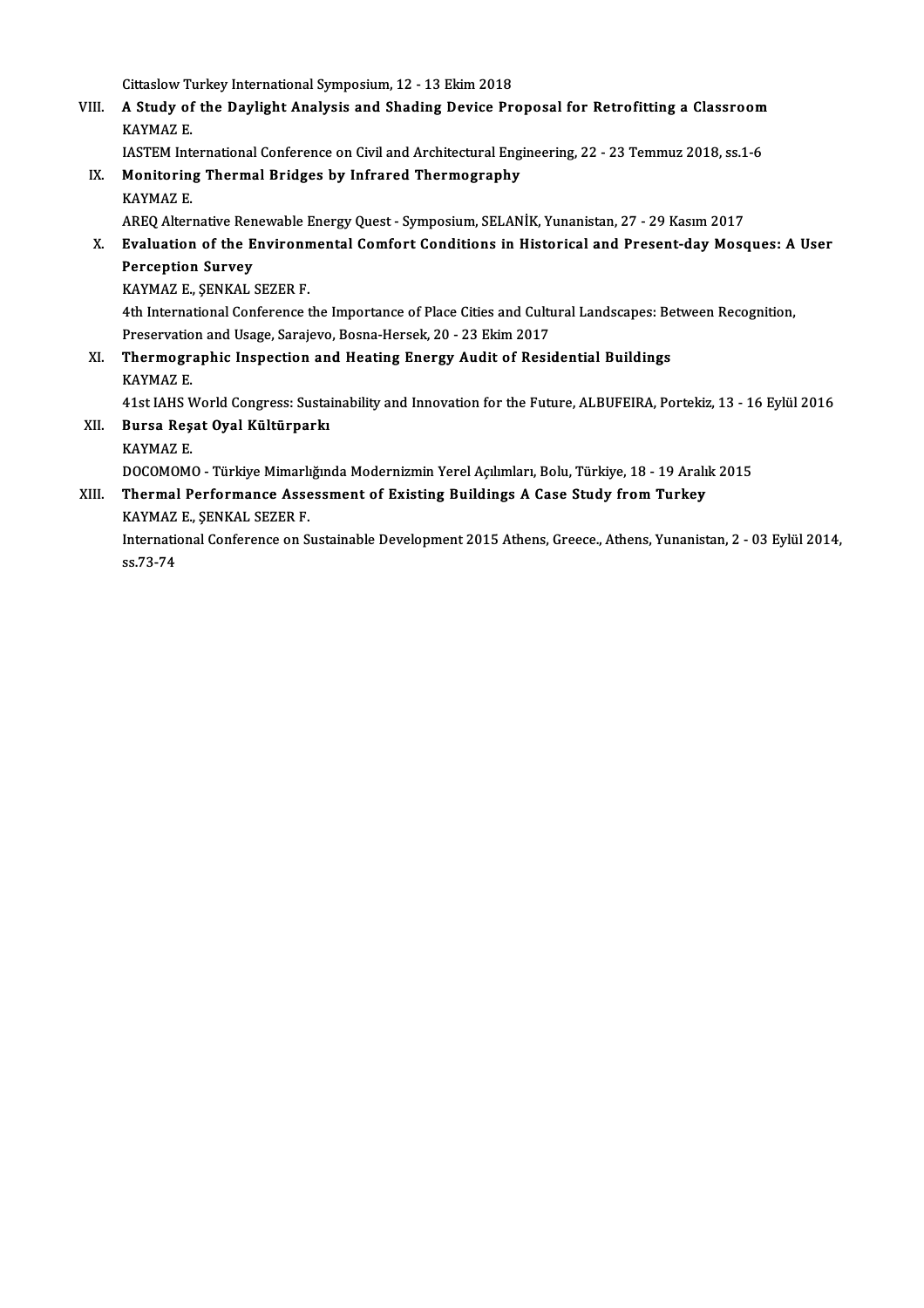Cittaslow Turkey International Symposium, 12 - 13 Ekim 2018

VIII. **A Study of the Daylight Analysis and Shading Device Proposal for Retrofitting a Classroom**
KAYMAZ E.
IASTEM International Conference on Civil and Architectural Engineering, 22 - 23 Temmuz 2018, ss.1-6

IX. **Monitoring Thermal Bridges by Infrared Thermography**
KAYMAZ E.
AREQ Alternative Renewable Energy Quest - Symposium, SELANİK, Yunanistan, 27 - 29 Kasım 2017

X. **Evaluation of the Environmental Comfort Conditions in Historical and Present-day Mosques: A User Perception Survey**
KAYMAZ E., ŞENKAL SEZER F.
4th International Conference the Importance of Place Cities and Cultural Landscapes: Between Recognition, Preservation and Usage, Sarajevo, Bosna-Hersek, 20 - 23 Ekim 2017

XI. **Thermographic Inspection and Heating Energy Audit of Residential Buildings**
KAYMAZ E.
41st IAHS World Congress: Sustainability and Innovation for the Future, ALBUFEIRA, Portekiz, 13 - 16 Eylül 2016

XII. **Bursa Reşat Oyal Kültürparkı**
KAYMAZ E.
DOCOMOMO - Türkiye Mimarlığında Modernizmin Yerel Açılımları, Bolu, Türkiye, 18 - 19 Aralık 2015

XIII. **Thermal Performance Assessment of Existing Buildings A Case Study from Turkey**
KAYMAZ E., ŞENKAL SEZER F.
International Conference on Sustainable Development 2015 Athens, Greece., Athens, Yunanistan, 2 - 03 Eylül 2014, ss.73-74